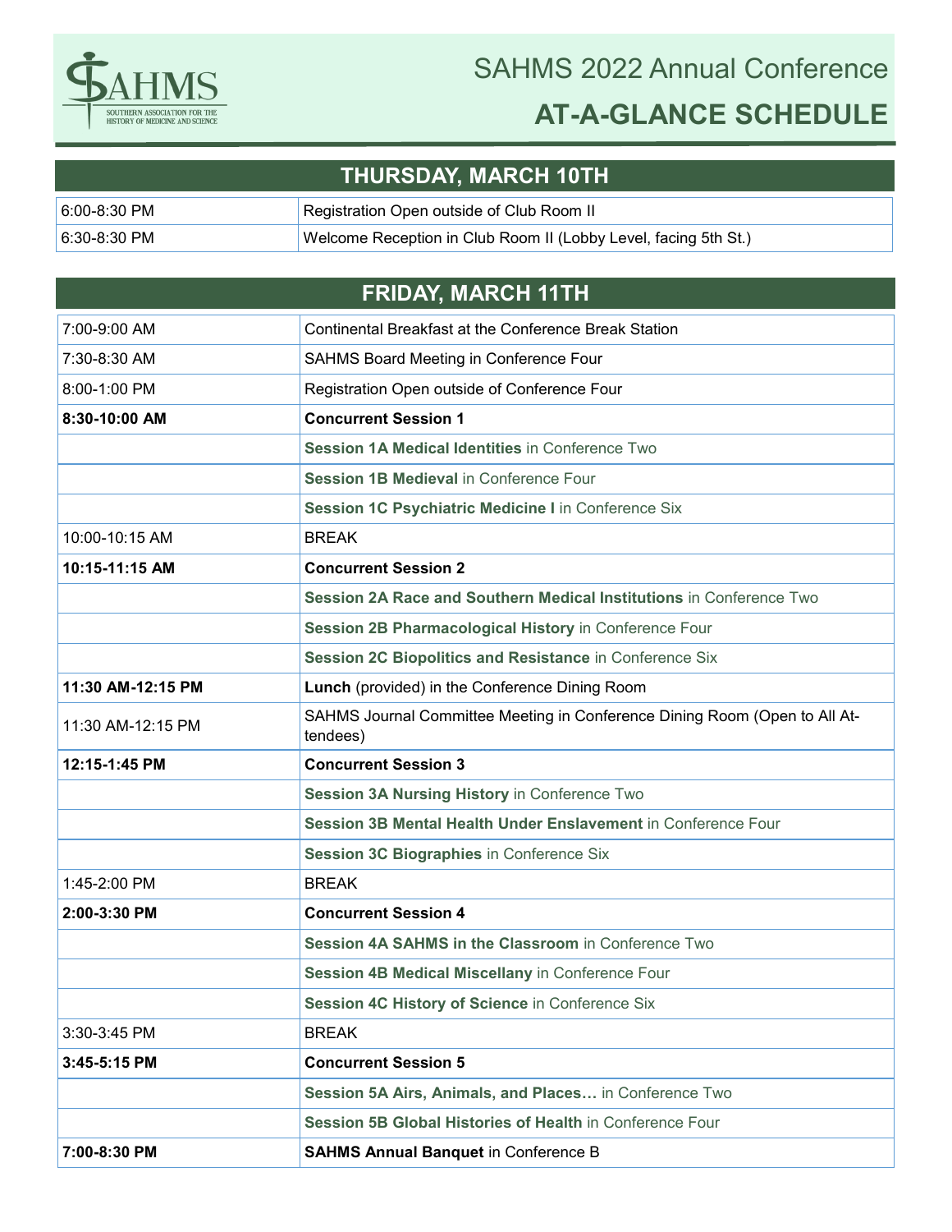SAHMS
SOUTHERN ASSOCIATION FOR THE HISTORY OF MEDICINE AND SCIENCE

# SAHMS 2022 Annual Conference

# AT-A-GLANCE SCHEDULE

## THURSDAY, MARCH 10TH

| | |
|---|---|
| 6:00-8:30 PM | Registration Open outside of Club Room II |
| 6:30-8:30 PM | Welcome Reception in Club Room II (Lobby Level, facing 5th St.) |

## FRIDAY, MARCH 11TH

| | |
|---|---|
| 7:00-9:00 AM | Continental Breakfast at the Conference Break Station |
| 7:30-8:30 AM | SAHMS Board Meeting in Conference Four |
| 8:00-1:00 PM | Registration Open outside of Conference Four |
| **8:30-10:00 AM** | **Concurrent Session 1** |
| | **Session 1A Medical Identities** in Conference Two |
| | **Session 1B Medieval** in Conference Four |
| | **Session 1C Psychiatric Medicine I** in Conference Six |
| 10:00-10:15 AM | BREAK |
| **10:15-11:15 AM** | **Concurrent Session 2** |
| | **Session 2A Race and Southern Medical Institutions** in Conference Two |
| | **Session 2B Pharmacological History** in Conference Four |
| | **Session 2C Biopolitics and Resistance** in Conference Six |
| **11:30 AM-12:15 PM** | **Lunch** (provided) in the Conference Dining Room |
| 11:30 AM-12:15 PM | SAHMS Journal Committee Meeting in Conference Dining Room (Open to All Attendees) |
| **12:15-1:45 PM** | **Concurrent Session 3** |
| | **Session 3A Nursing History** in Conference Two |
| | **Session 3B Mental Health Under Enslavement** in Conference Four |
| | **Session 3C Biographies** in Conference Six |
| 1:45-2:00 PM | BREAK |
| **2:00-3:30 PM** | **Concurrent Session 4** |
| | **Session 4A SAHMS in the Classroom** in Conference Two |
| | **Session 4B Medical Miscellany** in Conference Four |
| | **Session 4C History of Science** in Conference Six |
| 3:30-3:45 PM | BREAK |
| **3:45-5:15 PM** | **Concurrent Session 5** |
| | **Session 5A Airs, Animals, and Places…** in Conference Two |
| | **Session 5B Global Histories of Health** in Conference Four |
| **7:00-8:30 PM** | **SAHMS Annual Banquet** in Conference B |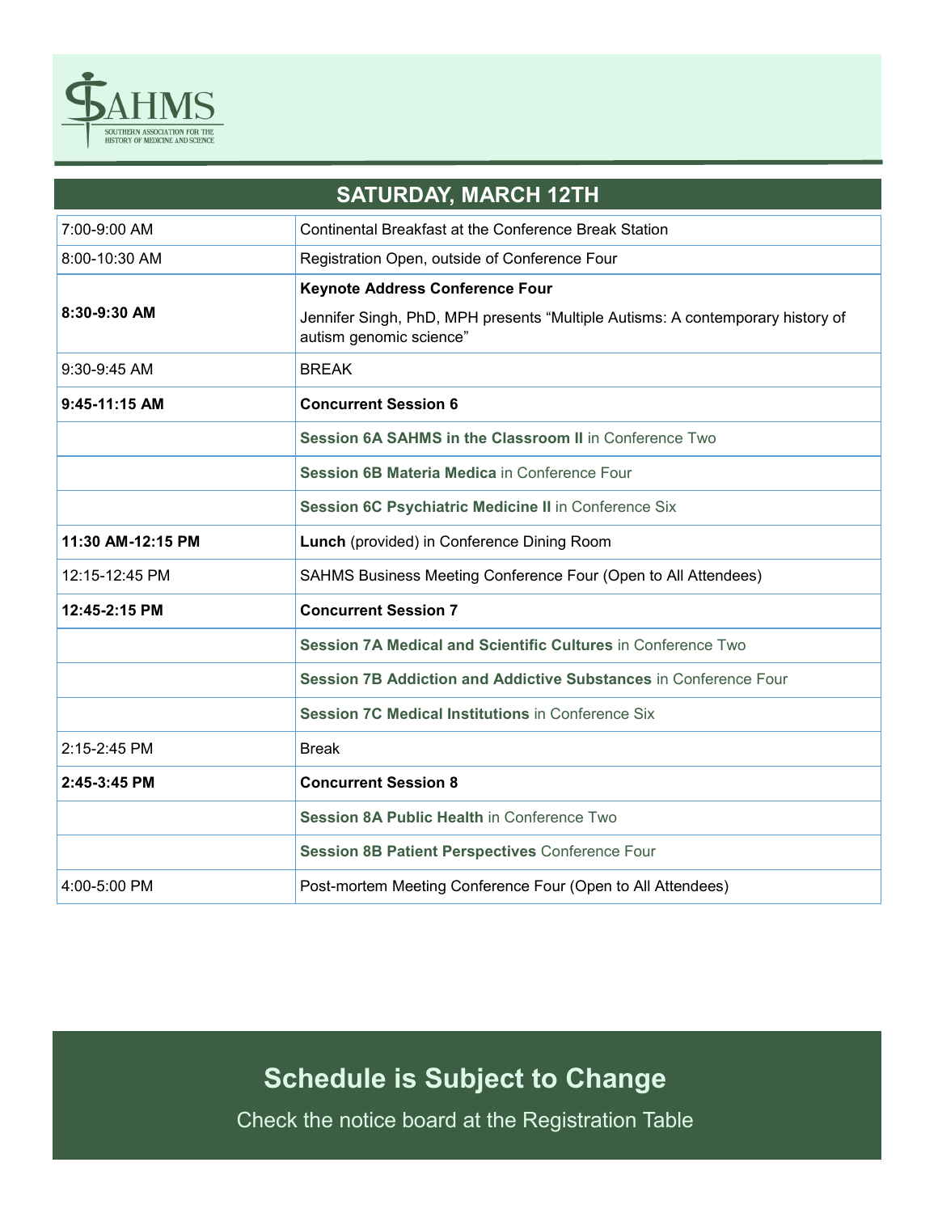SAHMS

SOUTHERN ASSOCIATION FOR THE HISTORY OF MEDICINE AND SCIENCE

## SATURDAY, MARCH 12TH

| | |
|---|---|
| 7:00-9:00 AM | Continental Breakfast at the Conference Break Station |
| 8:00-10:30 AM | Registration Open, outside of Conference Four |
| **8:30-9:30 AM** | **Keynote Address Conference Four** Jennifer Singh, PhD, MPH presents "Multiple Autisms: A contemporary history of autism genomic science" |
| 9:30-9:45 AM | BREAK |
| **9:45-11:15 AM** | **Concurrent Session 6** |
| | **Session 6A SAHMS in the Classroom II** in Conference Two |
| | **Session 6B Materia Medica** in Conference Four |
| | **Session 6C Psychiatric Medicine II** in Conference Six |
| **11:30 AM-12:15 PM** | **Lunch** (provided) in Conference Dining Room |
| 12:15-12:45 PM | SAHMS Business Meeting Conference Four (Open to All Attendees) |
| **12:45-2:15 PM** | **Concurrent Session 7** |
| | **Session 7A Medical and Scientific Cultures** in Conference Two |
| | **Session 7B Addiction and Addictive Substances** in Conference Four |
| | **Session 7C Medical Institutions** in Conference Six |
| 2:15-2:45 PM | Break |
| **2:45-3:45 PM** | **Concurrent Session 8** |
| | **Session 8A Public Health** in Conference Two |
| | **Session 8B Patient Perspectives** Conference Four |
| 4:00-5:00 PM | Post-mortem Meeting Conference Four (Open to All Attendees) |

## Schedule is Subject to Change

Check the notice board at the Registration Table